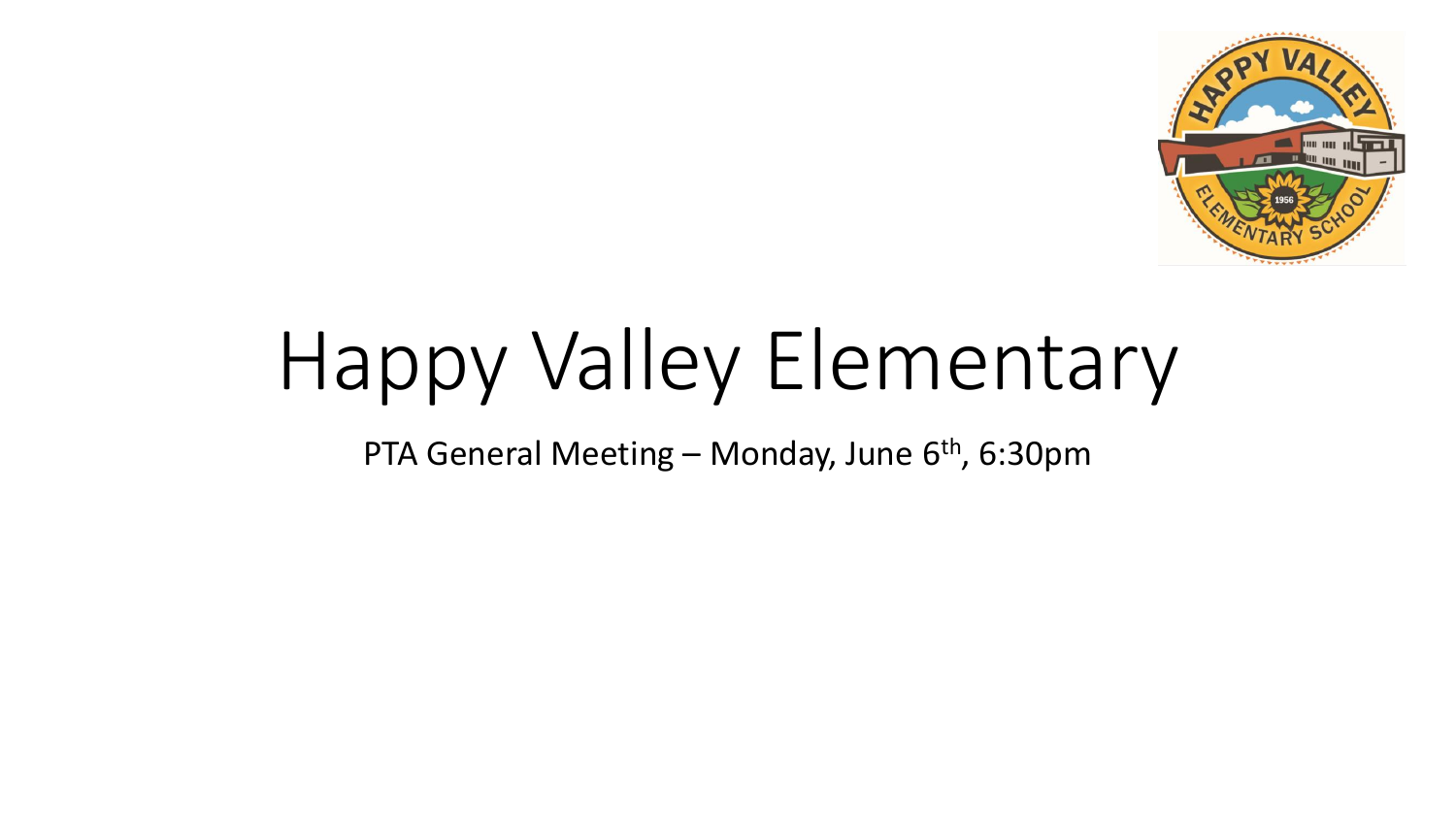# Happy Valley Elementary

PTA General Meeting – Monday, June 6th, 6:30pm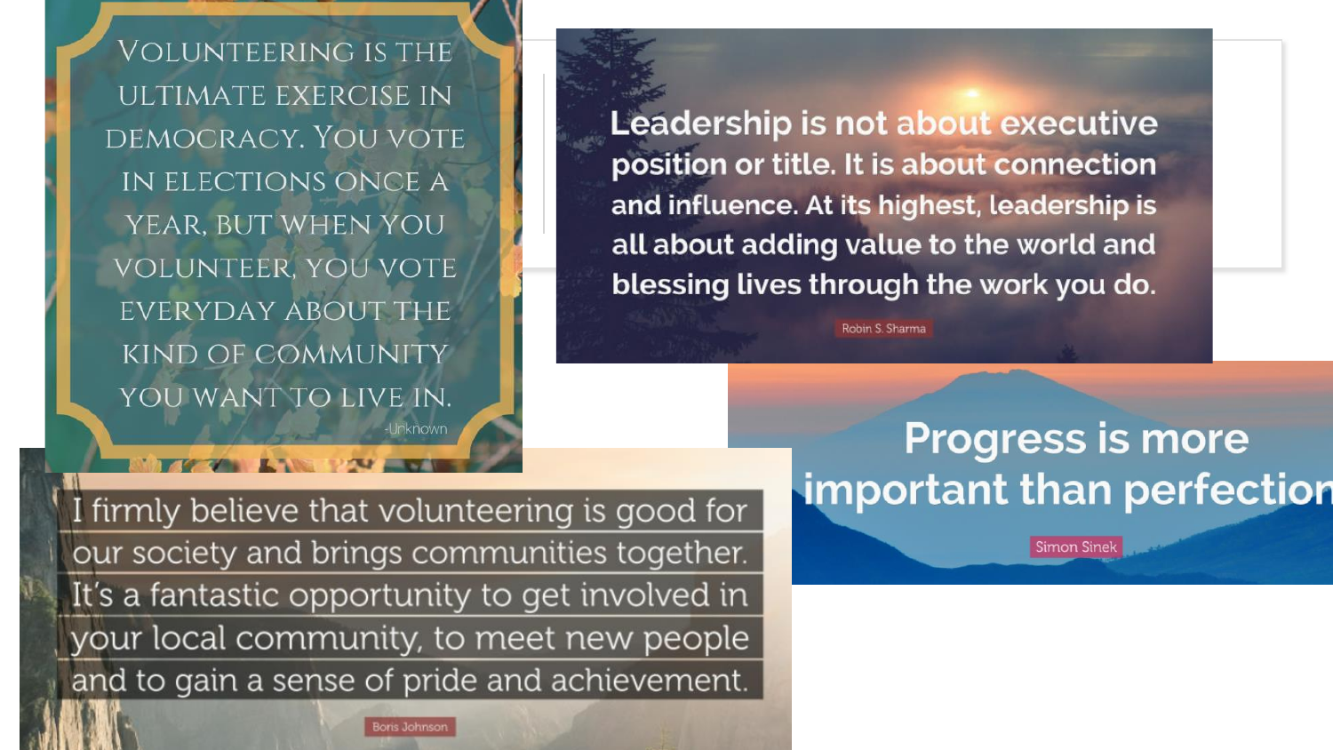Volunteering is the ultimate exercise in democracy. You vote in elections once a year, but when you volunteer, you vote everyday about the kind of community you want to live in.

-Unknown

Leadership is not about executive position or title. It is about connection and influence. At its highest, leadership is all about adding value to the world and blessing lives through the work you do.

Robin S. Sharma

Progress is more important than perfection

Simon Sinek

I firmly believe that volunteering is good for our society and brings communities together. It's a fantastic opportunity to get involved in your local community, to meet new people and to gain a sense of pride and achievement.

Boris Johnson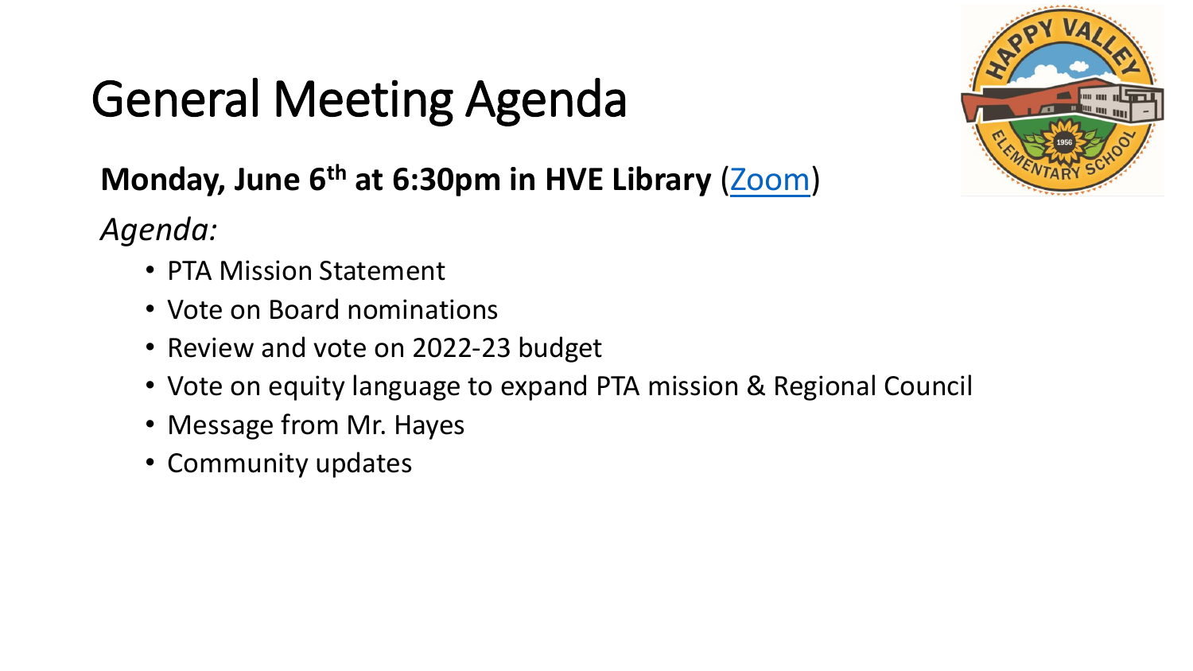# General Meeting Agenda

**Monday, June 6th at 6:30pm in HVE Library** (Zoom)

*Agenda:*

- PTA Mission Statement
- Vote on Board nominations
- Review and vote on 2022-23 budget
- Vote on equity language to expand PTA mission & Regional Council
- Message from Mr. Hayes
- Community updates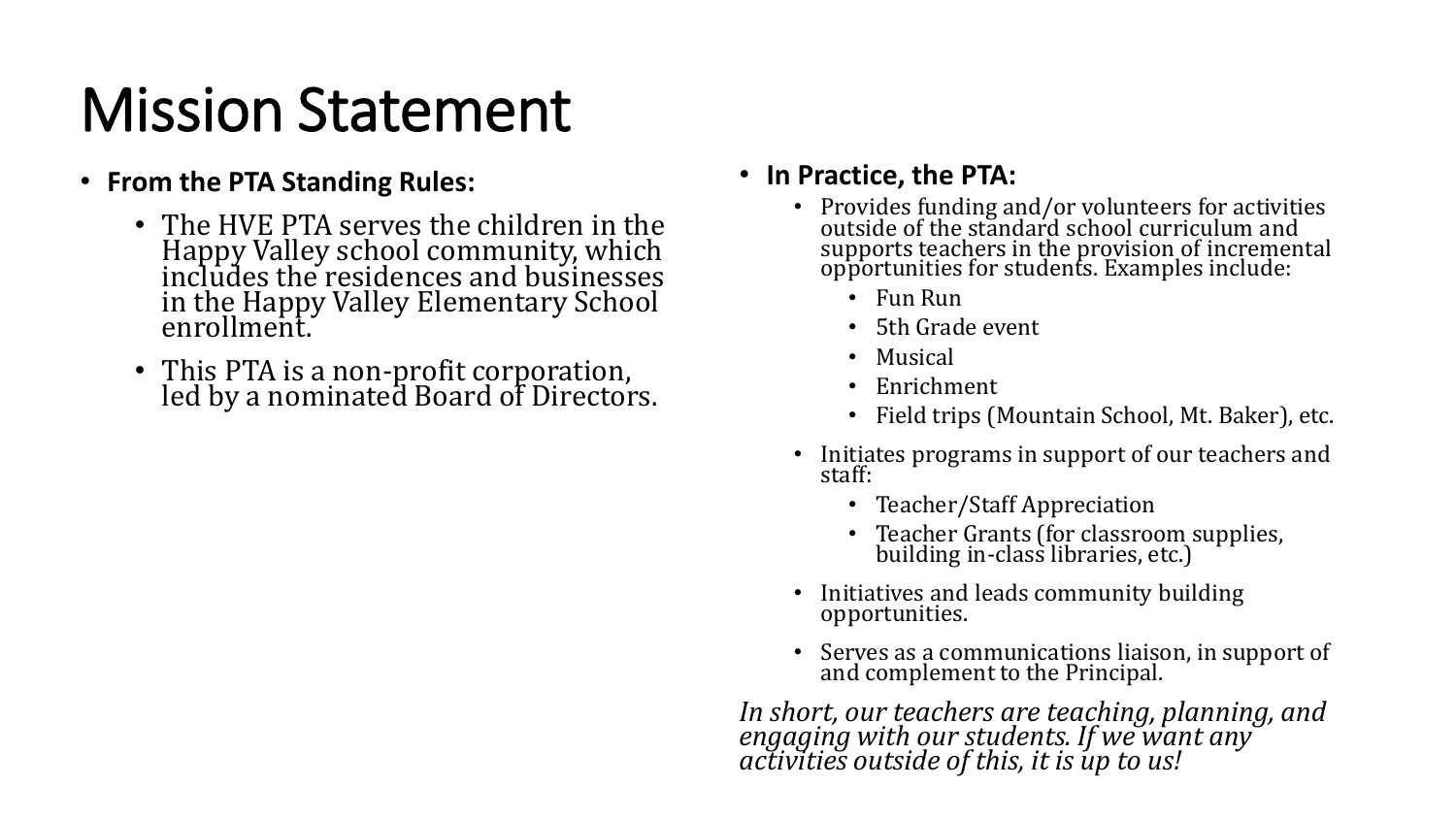# Mission Statement

- **From the PTA Standing Rules:**
  - The HVE PTA serves the children in the Happy Valley school community, which includes the residences and businesses in the Happy Valley Elementary School enrollment.
  - This PTA is a non-profit corporation, led by a nominated Board of Directors.

- **In Practice, the PTA:**
  - Provides funding and/or volunteers for activities outside of the standard school curriculum and supports teachers in the provision of incremental opportunities for students. Examples include:
    - Fun Run
    - 5th Grade event
    - Musical
    - Enrichment
    - Field trips (Mountain School, Mt. Baker), etc.
  - Initiates programs in support of our teachers and staff:
    - Teacher/Staff Appreciation
    - Teacher Grants (for classroom supplies, building in-class libraries, etc.)
  - Initiatives and leads community building opportunities.
  - Serves as a communications liaison, in support of and complement to the Principal.

*In short, our teachers are teaching, planning, and engaging with our students. If we want any activities outside of this, it is up to us!*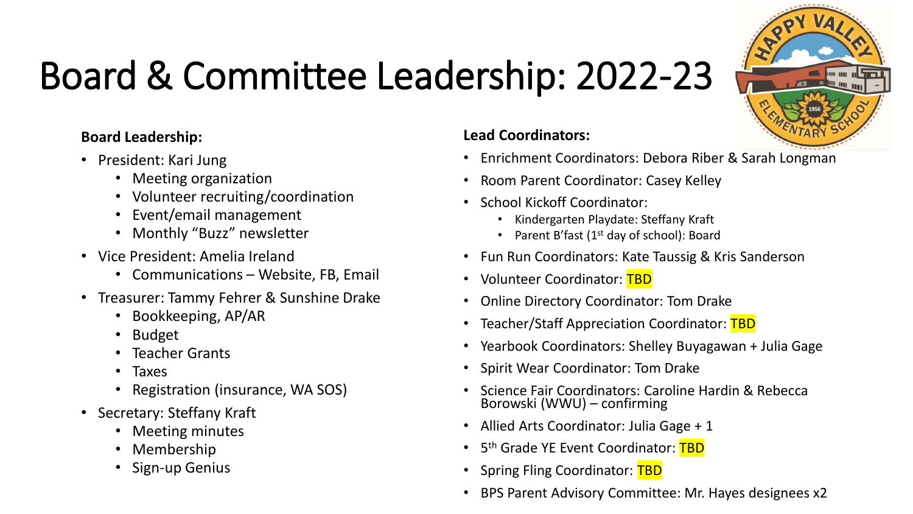# Board & Committee Leadership: 2022-23

**Board Leadership:**

- President: Kari Jung
  - Meeting organization
  - Volunteer recruiting/coordination
  - Event/email management
  - Monthly "Buzz" newsletter
- Vice President: Amelia Ireland
  - Communications – Website, FB, Email
- Treasurer: Tammy Fehrer & Sunshine Drake
  - Bookkeeping, AP/AR
  - Budget
  - Teacher Grants
  - Taxes
  - Registration (insurance, WA SOS)
- Secretary: Steffany Kraft
  - Meeting minutes
  - Membership
  - Sign-up Genius

**Lead Coordinators:**

- Enrichment Coordinators: Debora Riber & Sarah Longman
- Room Parent Coordinator: Casey Kelley
- School Kickoff Coordinator:
  - Kindergarten Playdate: Steffany Kraft
  - Parent B'fast (1st day of school): Board
- Fun Run Coordinators: Kate Taussig & Kris Sanderson
- Volunteer Coordinator: TBD
- Online Directory Coordinator: Tom Drake
- Teacher/Staff Appreciation Coordinator: TBD
- Yearbook Coordinators: Shelley Buyagawan + Julia Gage
- Spirit Wear Coordinator: Tom Drake
- Science Fair Coordinators: Caroline Hardin & Rebecca Borowski (WWU) – confirming
- Allied Arts Coordinator: Julia Gage + 1
- 5th Grade YE Event Coordinator: TBD
- Spring Fling Coordinator: TBD
- BPS Parent Advisory Committee: Mr. Hayes designees x2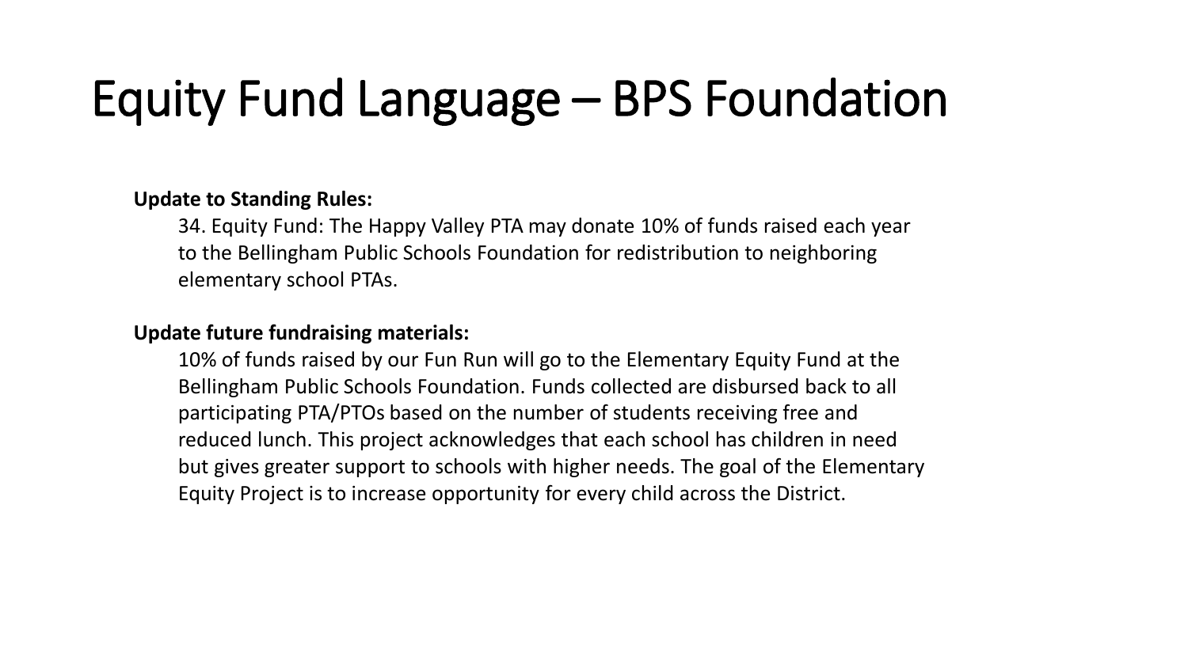# Equity Fund Language – BPS Foundation

**Update to Standing Rules:**

34. Equity Fund: The Happy Valley PTA may donate 10% of funds raised each year to the Bellingham Public Schools Foundation for redistribution to neighboring elementary school PTAs.

**Update future fundraising materials:**

10% of funds raised by our Fun Run will go to the Elementary Equity Fund at the Bellingham Public Schools Foundation. Funds collected are disbursed back to all participating PTA/PTOs based on the number of students receiving free and reduced lunch. This project acknowledges that each school has children in need but gives greater support to schools with higher needs. The goal of the Elementary Equity Project is to increase opportunity for every child across the District.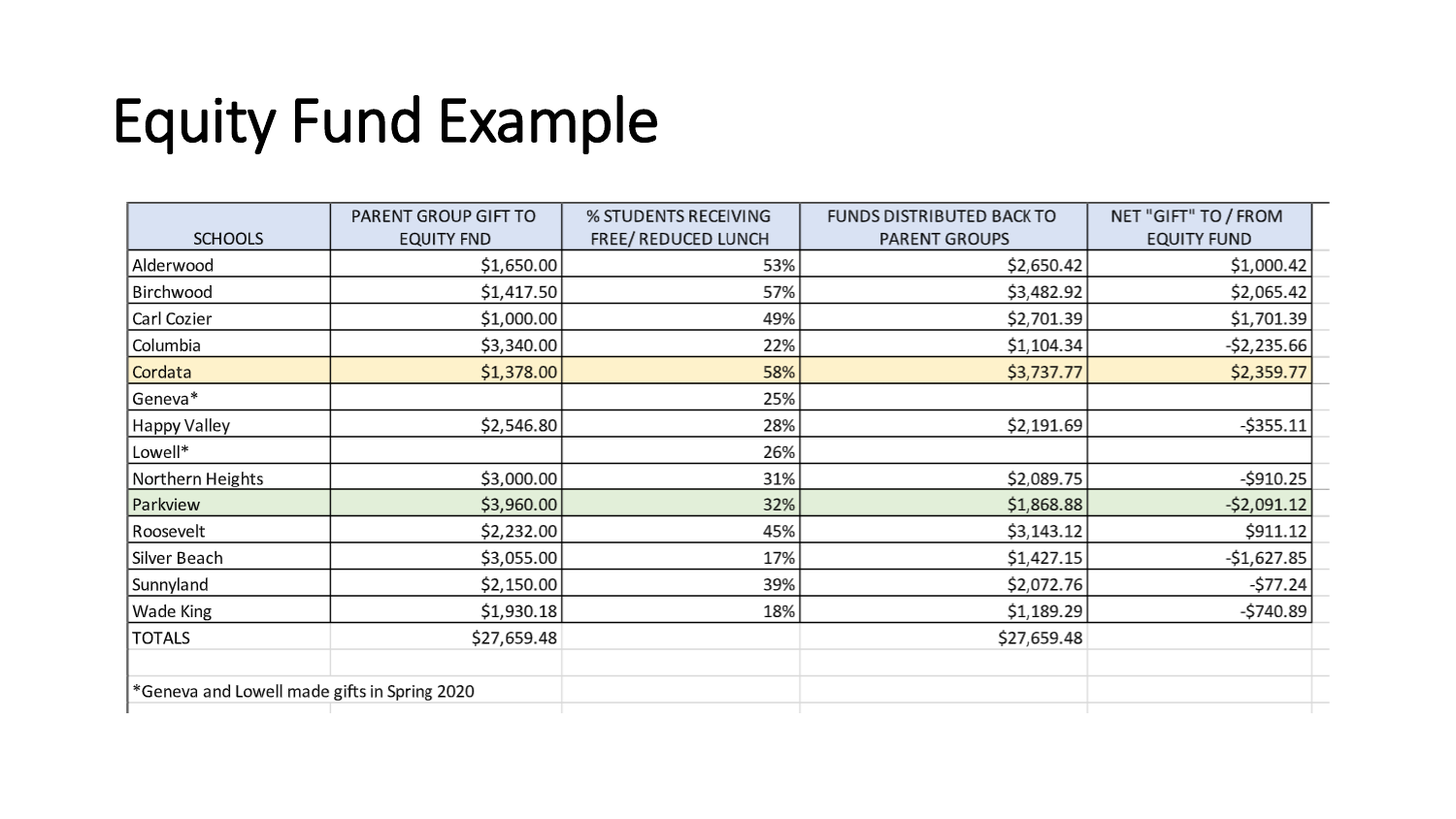# Equity Fund Example

| SCHOOLS | PARENT GROUP GIFT TO EQUITY FND | % STUDENTS RECEIVING FREE/ REDUCED LUNCH | FUNDS DISTRIBUTED BACK TO PARENT GROUPS | NET "GIFT" TO / FROM EQUITY FUND |
|---|---|---|---|---|
| Alderwood | $1,650.00 | 53% | $2,650.42 | $1,000.42 |
| Birchwood | $1,417.50 | 57% | $3,482.92 | $2,065.42 |
| Carl Cozier | $1,000.00 | 49% | $2,701.39 | $1,701.39 |
| Columbia | $3,340.00 | 22% | $1,104.34 | -$2,235.66 |
| Cordata | $1,378.00 | 58% | $3,737.77 | $2,359.77 |
| Geneva* | | 25% | | |
| Happy Valley | $2,546.80 | 28% | $2,191.69 | -$355.11 |
| Lowell* | | 26% | | |
| Northern Heights | $3,000.00 | 31% | $2,089.75 | -$910.25 |
| Parkview | $3,960.00 | 32% | $1,868.88 | -$2,091.12 |
| Roosevelt | $2,232.00 | 45% | $3,143.12 | $911.12 |
| Silver Beach | $3,055.00 | 17% | $1,427.15 | -$1,627.85 |
| Sunnyland | $2,150.00 | 39% | $2,072.76 | -$77.24 |
| Wade King | $1,930.18 | 18% | $1,189.29 | -$740.89 |
| TOTALS | $27,659.48 | | $27,659.48 | |

*Geneva and Lowell made gifts in Spring 2020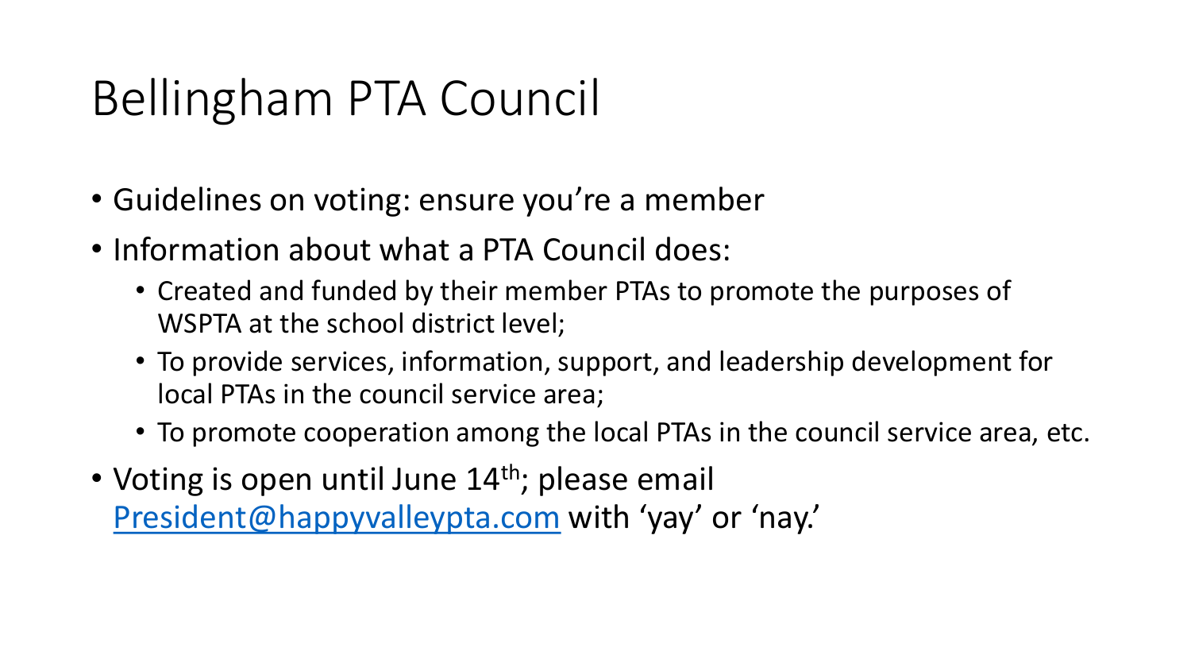# Bellingham PTA Council

- Guidelines on voting: ensure you're a member
- Information about what a PTA Council does:
  - Created and funded by their member PTAs to promote the purposes of WSPTA at the school district level;
  - To provide services, information, support, and leadership development for local PTAs in the council service area;
  - To promote cooperation among the local PTAs in the council service area, etc.
- Voting is open until June 14th; please email President@happyvalleypta.com with 'yay' or 'nay.'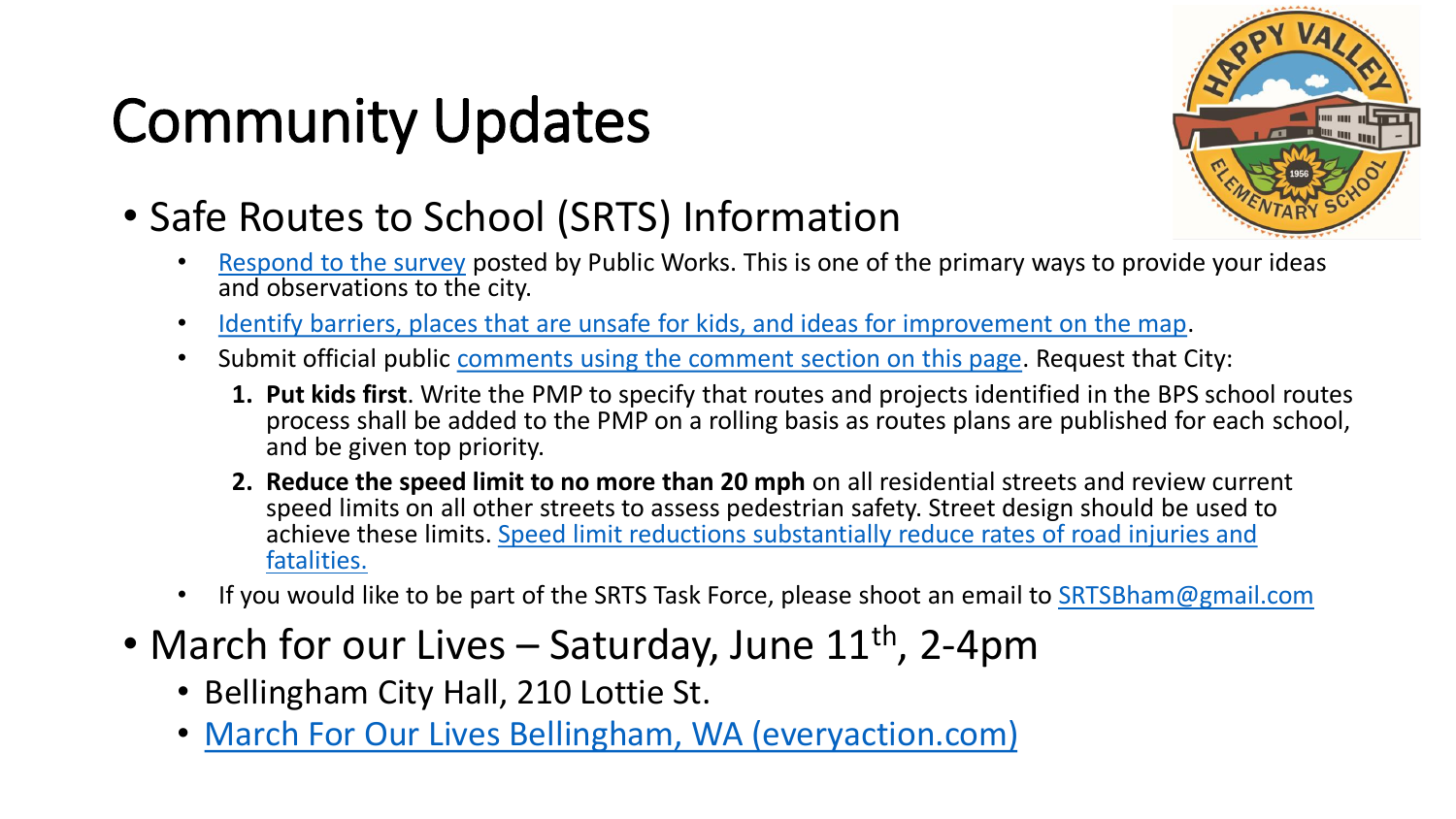# Community Updates

- Safe Routes to School (SRTS) Information
  - Respond to the survey posted by Public Works. This is one of the primary ways to provide your ideas and observations to the city.
  - Identify barriers, places that are unsafe for kids, and ideas for improvement on the map.
  - Submit official public comments using the comment section on this page. Request that City:
    1. **Put kids first**. Write the PMP to specify that routes and projects identified in the BPS school routes process shall be added to the PMP on a rolling basis as routes plans are published for each school, and be given top priority.
    2. **Reduce the speed limit to no more than 20 mph** on all residential streets and review current speed limits on all other streets to assess pedestrian safety. Street design should be used to achieve these limits. Speed limit reductions substantially reduce rates of road injuries and fatalities.
  - If you would like to be part of the SRTS Task Force, please shoot an email to SRTSBham@gmail.com
- March for our Lives – Saturday, June 11th, 2-4pm
  - Bellingham City Hall, 210 Lottie St.
  - March For Our Lives Bellingham, WA (everyaction.com)